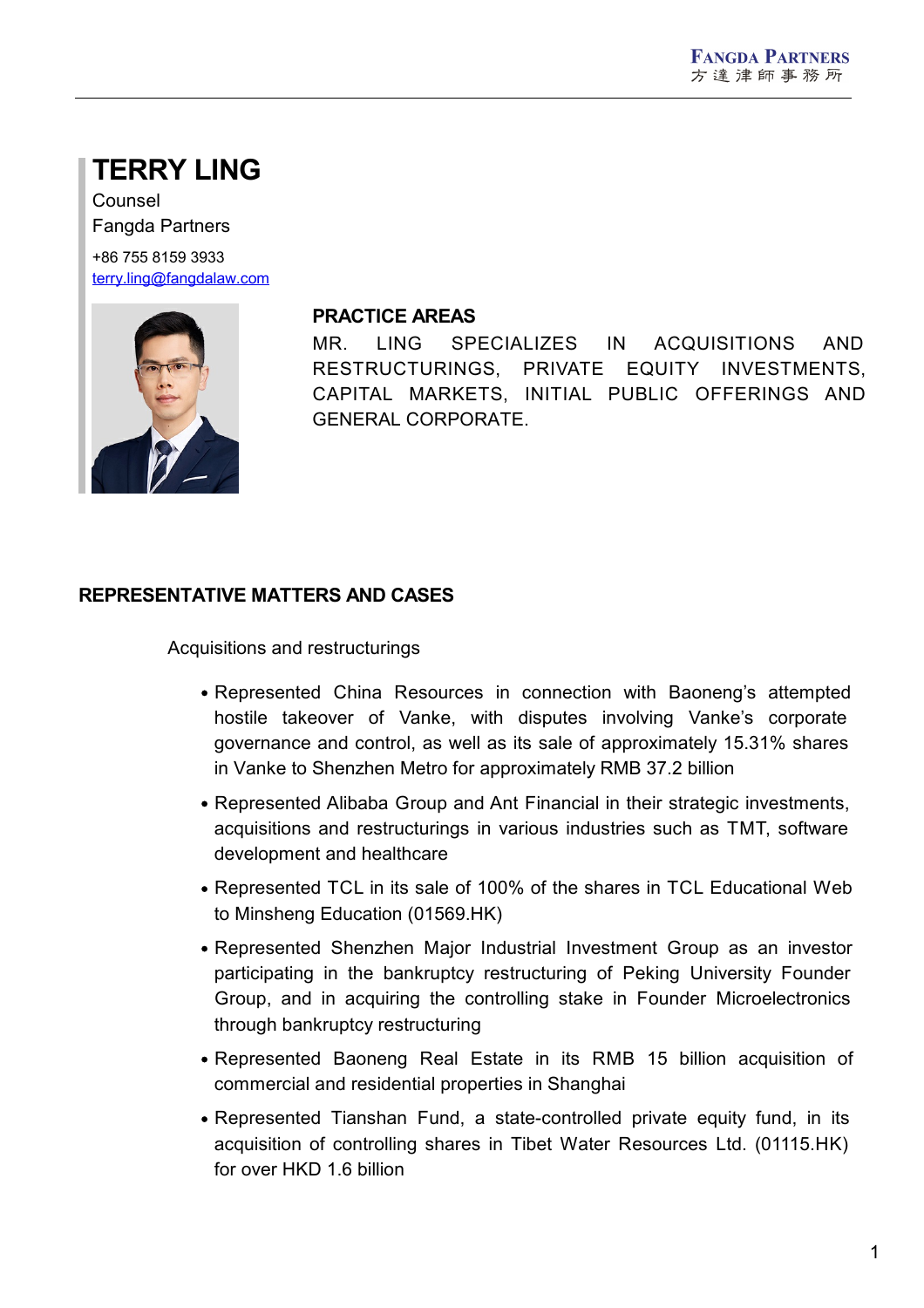# TERRY LING

Counsel

Fangda Partners

+86 755 8159 3933

terry.ling@fangdalaw.com

## PRACTICE AREAS

MR. LING SPECIALIZES IN ACQUISITIONS AND RESTRUCTURINGS, PRIVATE EQUITY INVESTMENTS, CAPITAL MARKETS, INITIAL PUBLIC OFFERINGS AND GENERAL CORPORATE.

## REPRESENTATIVE MATTERS AND CASES

Acquisitions and restructurings

- Represented China Resources in connection with Baoneng's attempted hostile takeover of Vanke, with disputes involving Vanke's corporate governance and control, as well as its sale of approximately 15.31% shares in Vanke to Shenzhen Metro for approximately RMB 37.2 billion
- Represented Alibaba Group and Ant Financial in their strategic investments, acquisitions and restructurings in various industries such as TMT, software development and healthcare
- Represented TCL in its sale of 100% of the shares in TCL Educational Web to Minsheng Education (01569.HK)
- Represented Shenzhen Major Industrial Investment Group as an investor participating in the bankruptcy restructuring of Peking University Founder Group, and in acquiring the controlling stake in Founder Microelectronics through bankruptcy restructuring
- Represented Baoneng Real Estate in its RMB 15 billion acquisition of commercial and residential properties in Shanghai
- Represented Tianshan Fund, a state-controlled private equity fund, in its acquisition of controlling shares in Tibet Water Resources Ltd. (01115.HK) for over HKD 1.6 billion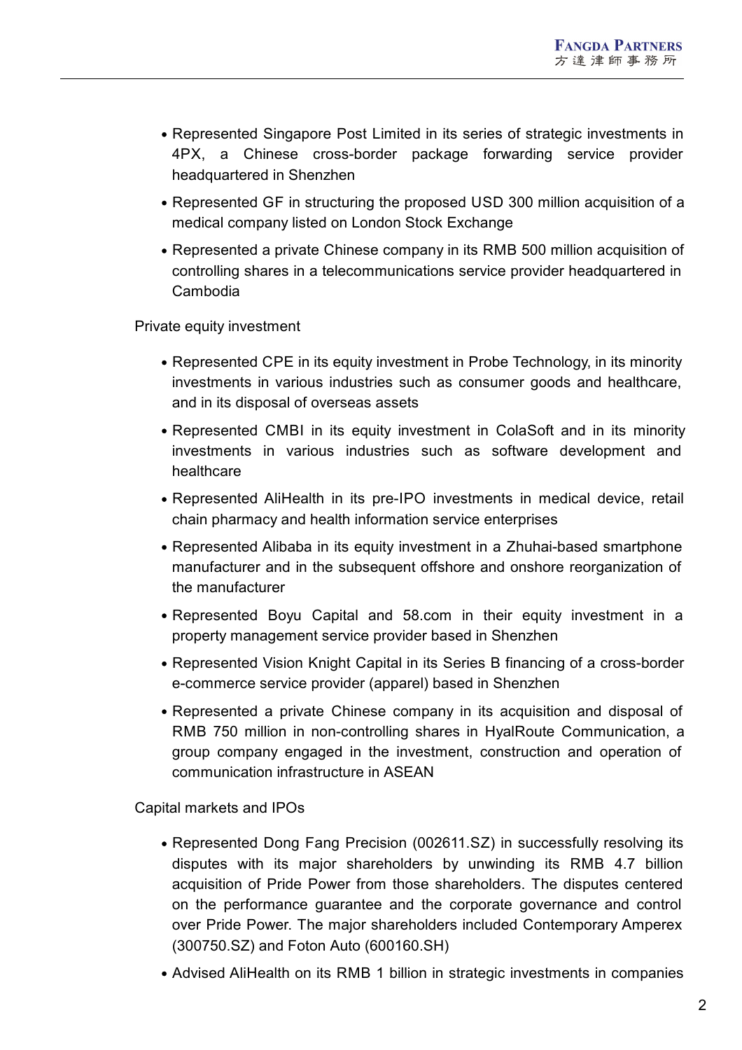- Represented Singapore Post Limited in its series of strategic investments in 4PX, a Chinese cross-border package forwarding service provider headquartered in Shenzhen
- Represented GF in structuring the proposed USD 300 million acquisition of a medical company listed on London Stock Exchange
- Represented a private Chinese company in its RMB 500 million acquisition of controlling shares in a telecommunications service provider headquartered in Cambodia

Private equity investment

- Represented CPE in its equity investment in Probe Technology, in its minority investments in various industries such as consumer goods and healthcare, and in its disposal of overseas assets
- Represented CMBI in its equity investment in ColaSoft and in its minority investments in various industries such as software development and healthcare
- Represented AliHealth in its pre-IPO investments in medical device, retail chain pharmacy and health information service enterprises
- Represented Alibaba in its equity investment in a Zhuhai-based smartphone manufacturer and in the subsequent offshore and onshore reorganization of the manufacturer
- Represented Boyu Capital and 58.com in their equity investment in a property management service provider based in Shenzhen
- Represented Vision Knight Capital in its Series B financing of a cross-border e-commerce service provider (apparel) based in Shenzhen
- Represented a private Chinese company in its acquisition and disposal of RMB 750 million in non-controlling shares in HyalRoute Communication, a group company engaged in the investment, construction and operation of communication infrastructure in ASEAN

Capital markets and IPOs

- Represented Dong Fang Precision (002611.SZ) in successfully resolving its disputes with its major shareholders by unwinding its RMB 4.7 billion acquisition of Pride Power from those shareholders. The disputes centered on the performance guarantee and the corporate governance and control over Pride Power. The major shareholders included Contemporary Amperex (300750.SZ) and Foton Auto (600160.SH)
- Advised AliHealth on its RMB 1 billion in strategic investments in companies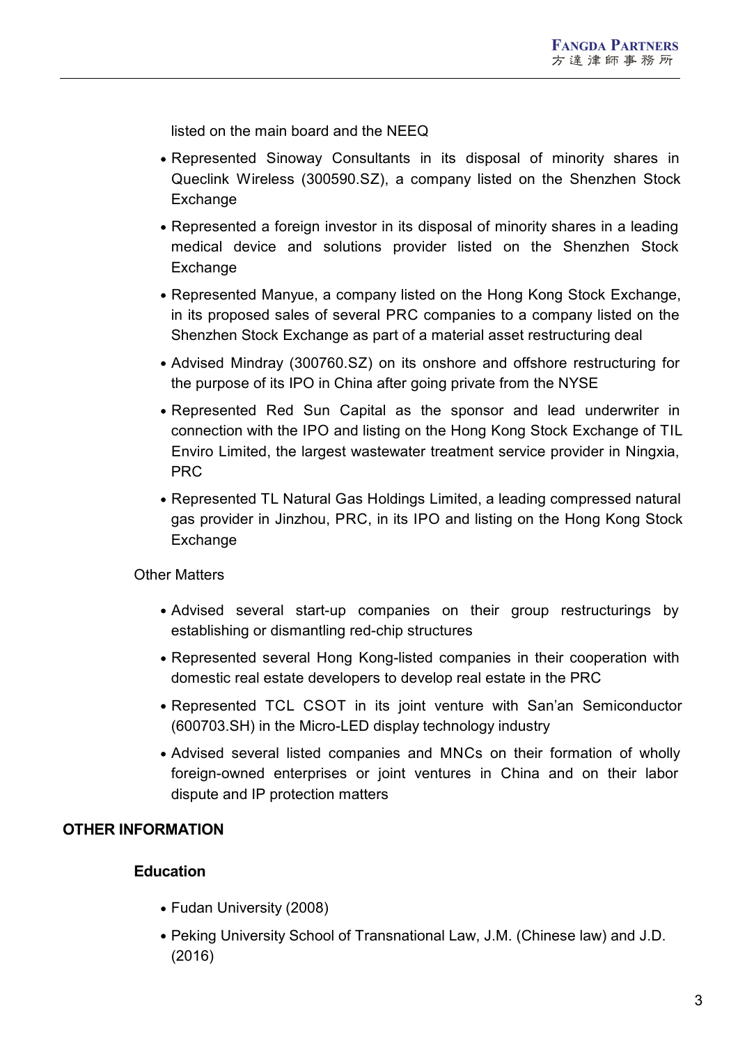listed on the main board and the NEEQ

- Represented Sinoway Consultants in its disposal of minority shares in Queclink Wireless (300590.SZ), a company listed on the Shenzhen Stock Exchange
- Represented a foreign investor in its disposal of minority shares in a leading medical device and solutions provider listed on the Shenzhen Stock Exchange
- Represented Manyue, a company listed on the Hong Kong Stock Exchange, in its proposed sales of several PRC companies to a company listed on the Shenzhen Stock Exchange as part of a material asset restructuring deal
- Advised Mindray (300760.SZ) on its onshore and offshore restructuring for the purpose of its IPO in China after going private from the NYSE
- Represented Red Sun Capital as the sponsor and lead underwriter in connection with the IPO and listing on the Hong Kong Stock Exchange of TIL Enviro Limited, the largest wastewater treatment service provider in Ningxia, PRC
- Represented TL Natural Gas Holdings Limited, a leading compressed natural gas provider in Jinzhou, PRC, in its IPO and listing on the Hong Kong Stock Exchange

Other Matters

- Advised several start-up companies on their group restructurings by establishing or dismantling red-chip structures
- Represented several Hong Kong-listed companies in their cooperation with domestic real estate developers to develop real estate in the PRC
- Represented TCL CSOT in its joint venture with San'an Semiconductor (600703.SH) in the Micro-LED display technology industry
- Advised several listed companies and MNCs on their formation of wholly foreign-owned enterprises or joint ventures in China and on their labor dispute and IP protection matters

## OTHER INFORMATION

### Education

- Fudan University (2008)
- Peking University School of Transnational Law, J.M. (Chinese law) and J.D. (2016)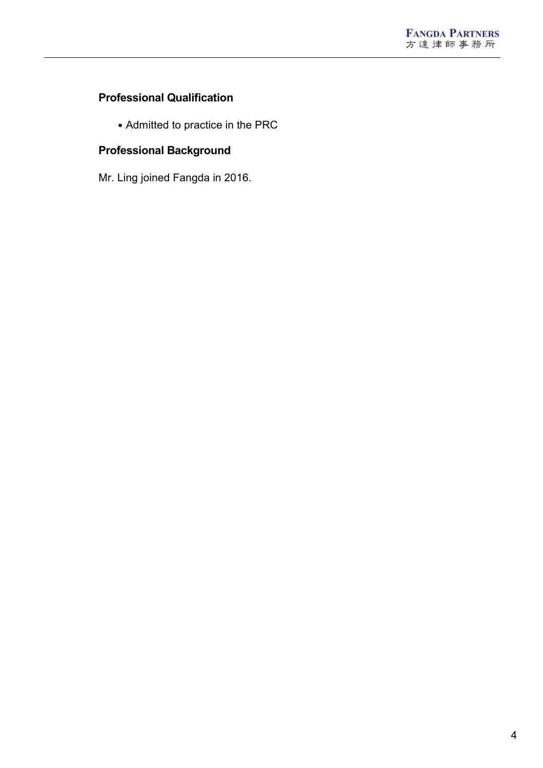**Professional Qualification**

- Admitted to practice in the PRC

**Professional Background**

Mr. Ling joined Fangda in 2016.